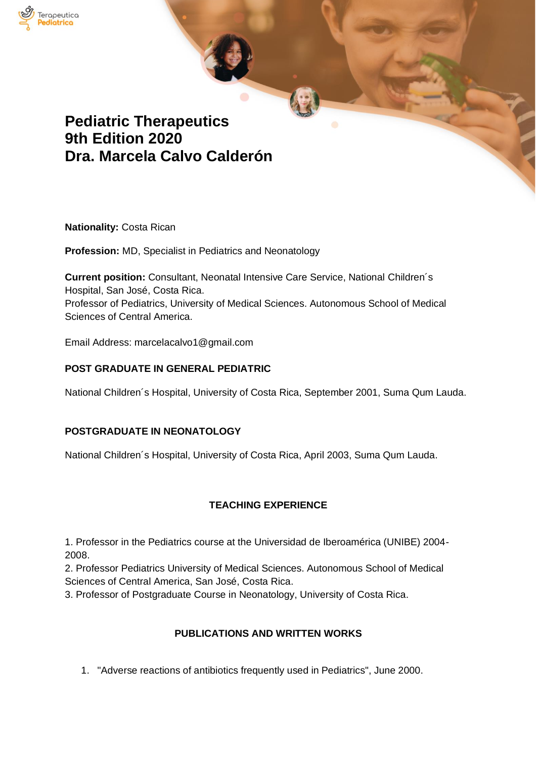# Pediatric Therapeutics
# 9th Edition 2020
# Dra. Marcela Calvo Calderón

**Nationality:** Costa Rican

**Profession:** MD, Specialist in Pediatrics and Neonatology

**Current position:** Consultant, Neonatal Intensive Care Service, National Children´s Hospital, San José, Costa Rica.
Professor of Pediatrics, University of Medical Sciences. Autonomous School of Medical Sciences of Central America.

Email Address: marcelacalvo1@gmail.com

**POST GRADUATE IN GENERAL PEDIATRIC**

National Children´s Hospital, University of Costa Rica, September 2001, Suma Qum Lauda.

**POSTGRADUATE IN NEONATOLOGY**

National Children´s Hospital, University of Costa Rica, April 2003, Suma Qum Lauda.

**TEACHING EXPERIENCE**

1. Professor in the Pediatrics course at the Universidad de Iberoamérica (UNIBE) 2004-2008.
2. Professor Pediatrics University of Medical Sciences. Autonomous School of Medical Sciences of Central America, San José, Costa Rica.
3. Professor of Postgraduate Course in Neonatology, University of Costa Rica.

**PUBLICATIONS AND WRITTEN WORKS**

1. "Adverse reactions of antibiotics frequently used in Pediatrics", June 2000.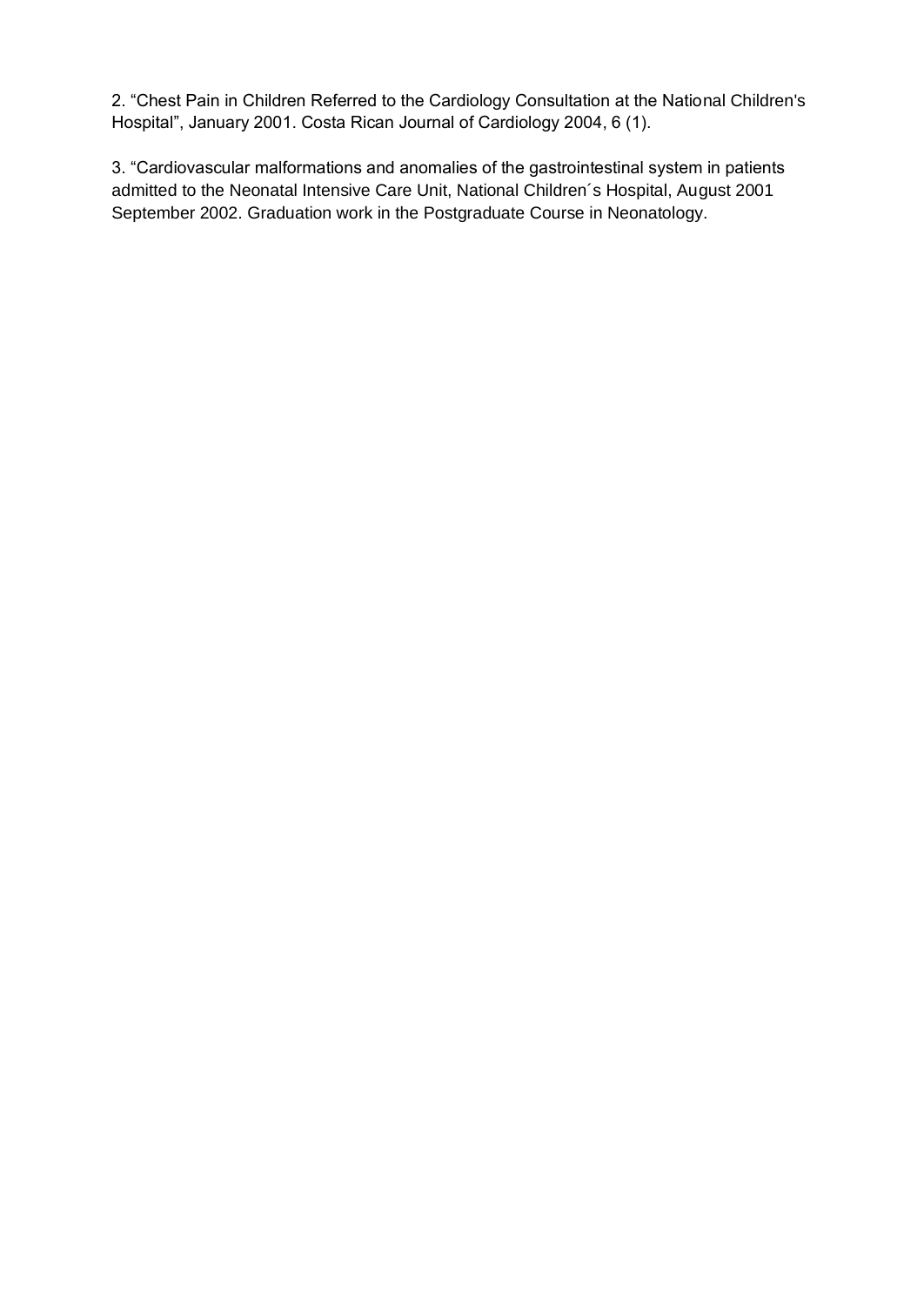2. “Chest Pain in Children Referred to the Cardiology Consultation at the National Children's Hospital”, January 2001. Costa Rican Journal of Cardiology 2004, 6 (1).

3. “Cardiovascular malformations and anomalies of the gastrointestinal system in patients admitted to the Neonatal Intensive Care Unit, National Children´s Hospital, August 2001 September 2002. Graduation work in the Postgraduate Course in Neonatology.